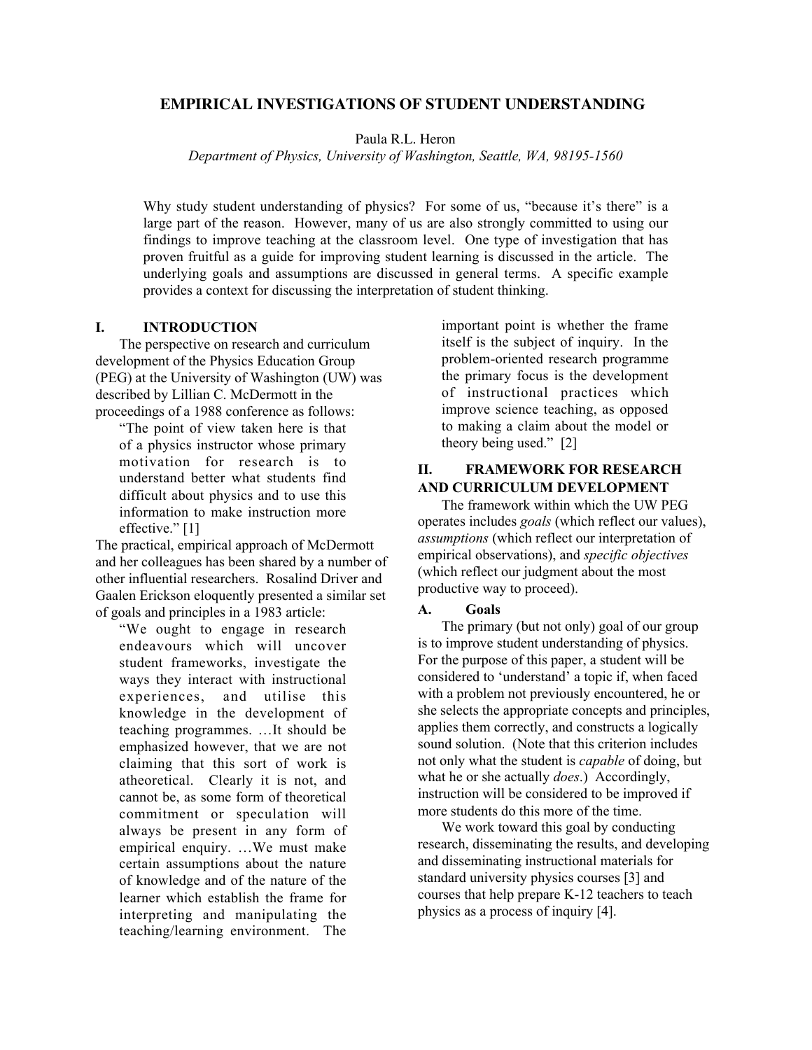# EMPIRICAL INVESTIGATIONS OF STUDENT UNDERSTANDING

Paula R.L. Heron

*Department of Physics, University of Washington, Seattle, WA, 98195-1560*

Why study student understanding of physics? For some of us, "because it's there" is a large part of the reason. However, many of us are also strongly committed to using our findings to improve teaching at the classroom level. One type of investigation that has proven fruitful as a guide for improving student learning is discussed in the article. The underlying goals and assumptions are discussed in general terms. A specific example provides a context for discussing the interpretation of student thinking.

## I. INTRODUCTION

The perspective on research and curriculum development of the Physics Education Group (PEG) at the University of Washington (UW) was described by Lillian C. McDermott in the proceedings of a 1988 conference as follows:

> "The point of view taken here is that of a physics instructor whose primary motivation for research is to understand better what students find difficult about physics and to use this information to make instruction more effective." [1]

The practical, empirical approach of McDermott and her colleagues has been shared by a number of other influential researchers. Rosalind Driver and Gaalen Erickson eloquently presented a similar set of goals and principles in a 1983 article:

> "We ought to engage in research endeavours which will uncover student frameworks, investigate the ways they interact with instructional experiences, and utilise this knowledge in the development of teaching programmes. …It should be emphasized however, that we are not claiming that this sort of work is atheoretical. Clearly it is not, and cannot be, as some form of theoretical commitment or speculation will always be present in any form of empirical enquiry. …We must make certain assumptions about the nature of knowledge and of the nature of the learner which establish the frame for interpreting and manipulating the teaching/learning environment. The important point is whether the frame itself is the subject of inquiry. In the problem-oriented research programme the primary focus is the development of instructional practices which improve science teaching, as opposed to making a claim about the model or theory being used." [2]

## II. FRAMEWORK FOR RESEARCH AND CURRICULUM DEVELOPMENT

The framework within which the UW PEG operates includes *goals* (which reflect our values), *assumptions* (which reflect our interpretation of empirical observations), and *specific objectives* (which reflect our judgment about the most productive way to proceed).

### A. Goals

The primary (but not only) goal of our group is to improve student understanding of physics. For the purpose of this paper, a student will be considered to 'understand' a topic if, when faced with a problem not previously encountered, he or she selects the appropriate concepts and principles, applies them correctly, and constructs a logically sound solution. (Note that this criterion includes not only what the student is *capable* of doing, but what he or she actually *does*.) Accordingly, instruction will be considered to be improved if more students do this more of the time.

We work toward this goal by conducting research, disseminating the results, and developing and disseminating instructional materials for standard university physics courses [3] and courses that help prepare K-12 teachers to teach physics as a process of inquiry [4].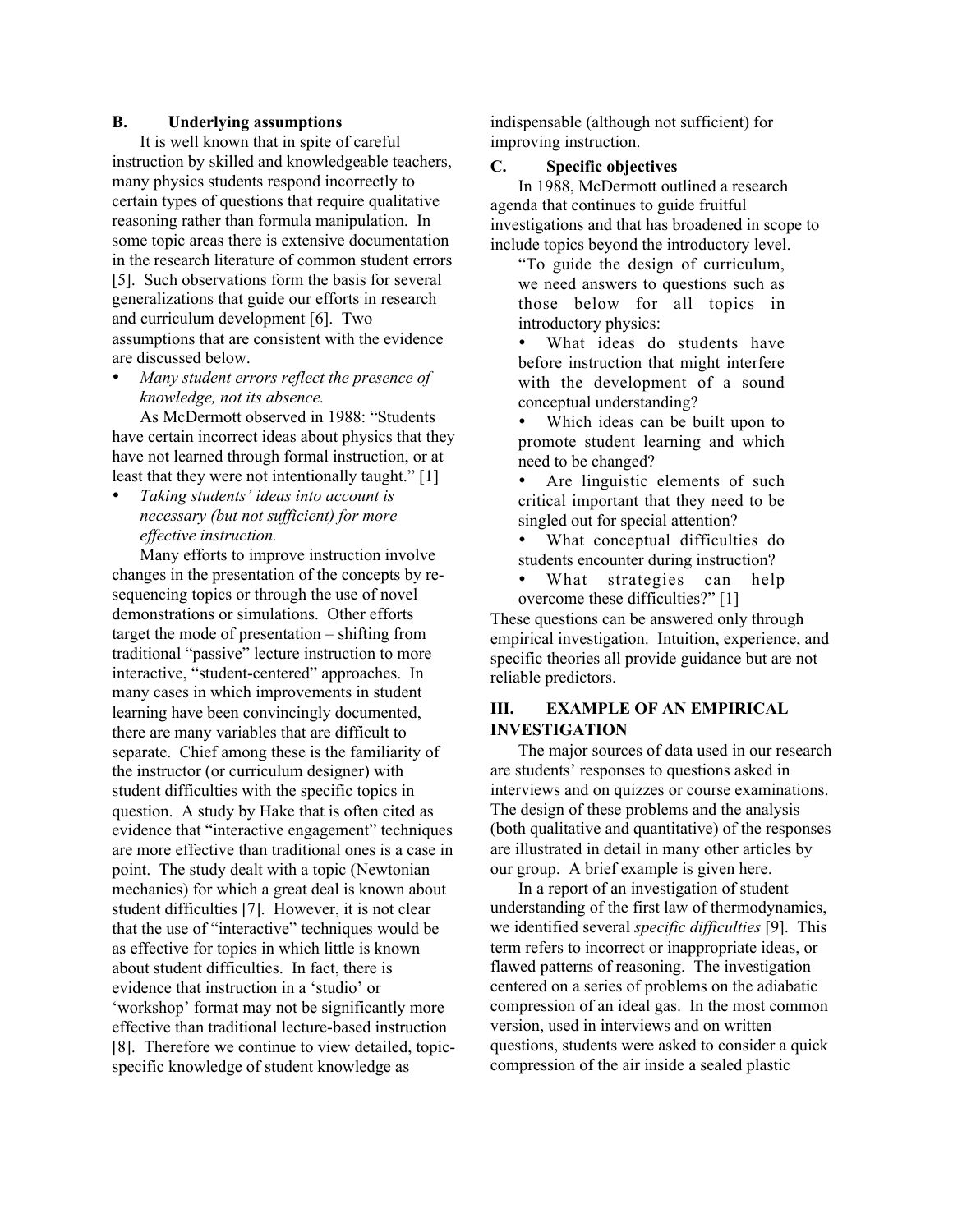### B. Underlying assumptions

It is well known that in spite of careful instruction by skilled and knowledgeable teachers, many physics students respond incorrectly to certain types of questions that require qualitative reasoning rather than formula manipulation. In some topic areas there is extensive documentation in the research literature of common student errors [5]. Such observations form the basis for several generalizations that guide our efforts in research and curriculum development [6]. Two assumptions that are consistent with the evidence are discussed below.

- *Many student errors reflect the presence of knowledge, not its absence.*

As McDermott observed in 1988: "Students have certain incorrect ideas about physics that they have not learned through formal instruction, or at least that they were not intentionally taught." [1]

- *Taking students' ideas into account is necessary (but not sufficient) for more effective instruction.*

Many efforts to improve instruction involve changes in the presentation of the concepts by re-sequencing topics or through the use of novel demonstrations or simulations. Other efforts target the mode of presentation – shifting from traditional "passive" lecture instruction to more interactive, "student-centered" approaches. In many cases in which improvements in student learning have been convincingly documented, there are many variables that are difficult to separate. Chief among these is the familiarity of the instructor (or curriculum designer) with student difficulties with the specific topics in question. A study by Hake that is often cited as evidence that "interactive engagement" techniques are more effective than traditional ones is a case in point. The study dealt with a topic (Newtonian mechanics) for which a great deal is known about student difficulties [7]. However, it is not clear that the use of "interactive" techniques would be as effective for topics in which little is known about student difficulties. In fact, there is evidence that instruction in a 'studio' or 'workshop' format may not be significantly more effective than traditional lecture-based instruction [8]. Therefore we continue to view detailed, topic-specific knowledge of student knowledge as indispensable (although not sufficient) for improving instruction.

### C. Specific objectives

In 1988, McDermott outlined a research agenda that continues to guide fruitful investigations and that has broadened in scope to include topics beyond the introductory level.

> "To guide the design of curriculum, we need answers to questions such as those below for all topics in introductory physics:
>
> - What ideas do students have before instruction that might interfere with the development of a sound conceptual understanding?
> - Which ideas can be built upon to promote student learning and which need to be changed?
> - Are linguistic elements of such critical important that they need to be singled out for special attention?
> - What conceptual difficulties do students encounter during instruction?
> - What strategies can help overcome these difficulties?" [1]

These questions can be answered only through empirical investigation. Intuition, experience, and specific theories all provide guidance but are not reliable predictors.

## III. EXAMPLE OF AN EMPIRICAL INVESTIGATION

The major sources of data used in our research are students' responses to questions asked in interviews and on quizzes or course examinations. The design of these problems and the analysis (both qualitative and quantitative) of the responses are illustrated in detail in many other articles by our group. A brief example is given here.

In a report of an investigation of student understanding of the first law of thermodynamics, we identified several *specific difficulties* [9]. This term refers to incorrect or inappropriate ideas, or flawed patterns of reasoning. The investigation centered on a series of problems on the adiabatic compression of an ideal gas. In the most common version, used in interviews and on written questions, students were asked to consider a quick compression of the air inside a sealed plastic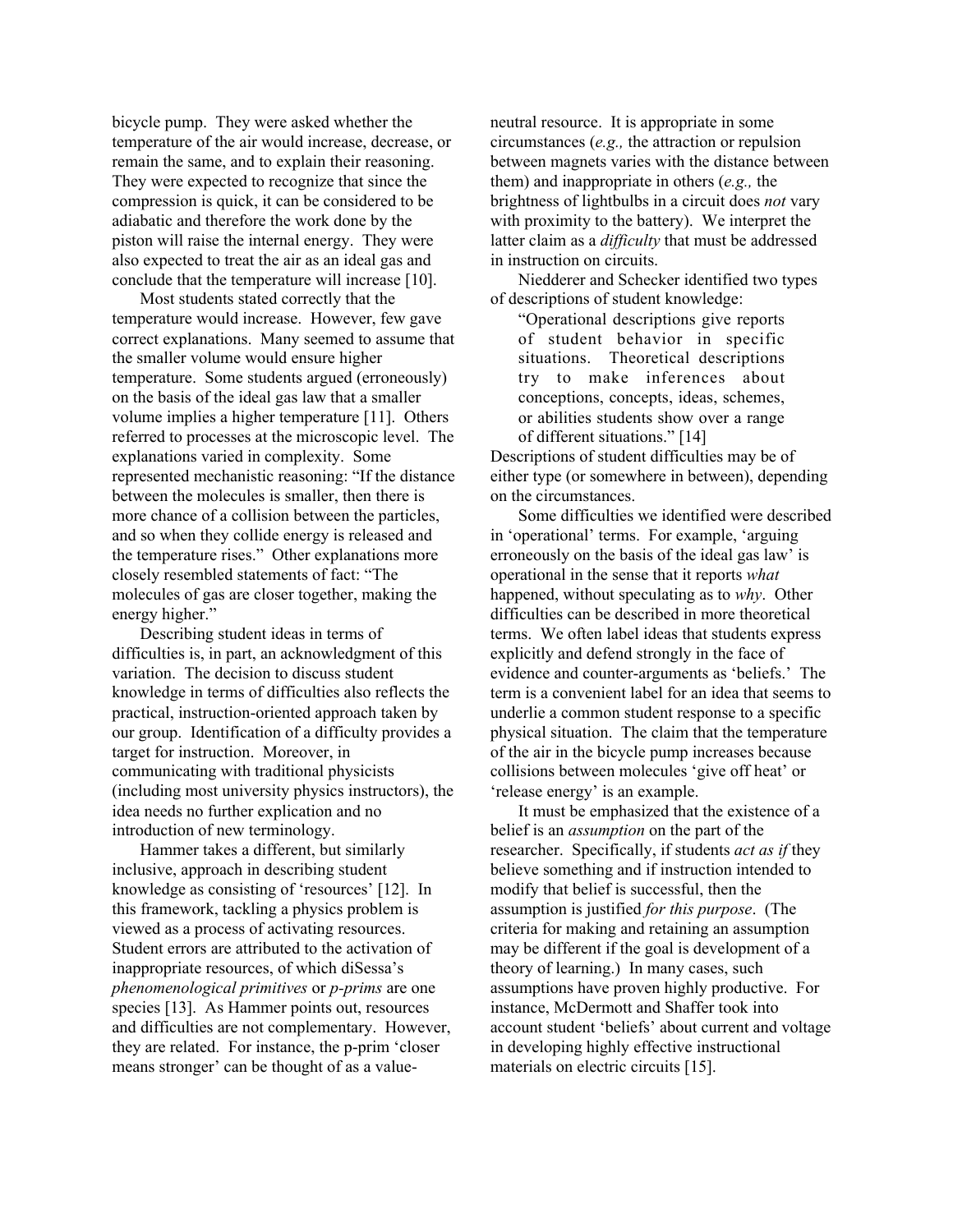bicycle pump. They were asked whether the temperature of the air would increase, decrease, or remain the same, and to explain their reasoning. They were expected to recognize that since the compression is quick, it can be considered to be adiabatic and therefore the work done by the piston will raise the internal energy. They were also expected to treat the air as an ideal gas and conclude that the temperature will increase [10].

Most students stated correctly that the temperature would increase. However, few gave correct explanations. Many seemed to assume that the smaller volume would ensure higher temperature. Some students argued (erroneously) on the basis of the ideal gas law that a smaller volume implies a higher temperature [11]. Others referred to processes at the microscopic level. The explanations varied in complexity. Some represented mechanistic reasoning: "If the distance between the molecules is smaller, then there is more chance of a collision between the particles, and so when they collide energy is released and the temperature rises." Other explanations more closely resembled statements of fact: "The molecules of gas are closer together, making the energy higher."

Describing student ideas in terms of difficulties is, in part, an acknowledgment of this variation. The decision to discuss student knowledge in terms of difficulties also reflects the practical, instruction-oriented approach taken by our group. Identification of a difficulty provides a target for instruction. Moreover, in communicating with traditional physicists (including most university physics instructors), the idea needs no further explication and no introduction of new terminology.

Hammer takes a different, but similarly inclusive, approach in describing student knowledge as consisting of 'resources' [12]. In this framework, tackling a physics problem is viewed as a process of activating resources. Student errors are attributed to the activation of inappropriate resources, of which diSessa's *phenomenological primitives* or *p-prims* are one species [13]. As Hammer points out, resources and difficulties are not complementary. However, they are related. For instance, the p-prim 'closer means stronger' can be thought of as a value-neutral resource. It is appropriate in some circumstances (*e.g.,* the attraction or repulsion between magnets varies with the distance between them) and inappropriate in others (*e.g.,* the brightness of lightbulbs in a circuit does *not* vary with proximity to the battery). We interpret the latter claim as a *difficulty* that must be addressed in instruction on circuits.

Niedderer and Schecker identified two types of descriptions of student knowledge:

> "Operational descriptions give reports of student behavior in specific situations. Theoretical descriptions try to make inferences about conceptions, concepts, ideas, schemes, or abilities students show over a range of different situations." [14]

Descriptions of student difficulties may be of either type (or somewhere in between), depending on the circumstances.

Some difficulties we identified were described in 'operational' terms. For example, 'arguing erroneously on the basis of the ideal gas law' is operational in the sense that it reports *what* happened, without speculating as to *why*. Other difficulties can be described in more theoretical terms. We often label ideas that students express explicitly and defend strongly in the face of evidence and counter-arguments as 'beliefs.' The term is a convenient label for an idea that seems to underlie a common student response to a specific physical situation. The claim that the temperature of the air in the bicycle pump increases because collisions between molecules 'give off heat' or 'release energy' is an example.

It must be emphasized that the existence of a belief is an *assumption* on the part of the researcher. Specifically, if students *act as if* they believe something and if instruction intended to modify that belief is successful, then the assumption is justified *for this purpose*. (The criteria for making and retaining an assumption may be different if the goal is development of a theory of learning.) In many cases, such assumptions have proven highly productive. For instance, McDermott and Shaffer took into account student 'beliefs' about current and voltage in developing highly effective instructional materials on electric circuits [15].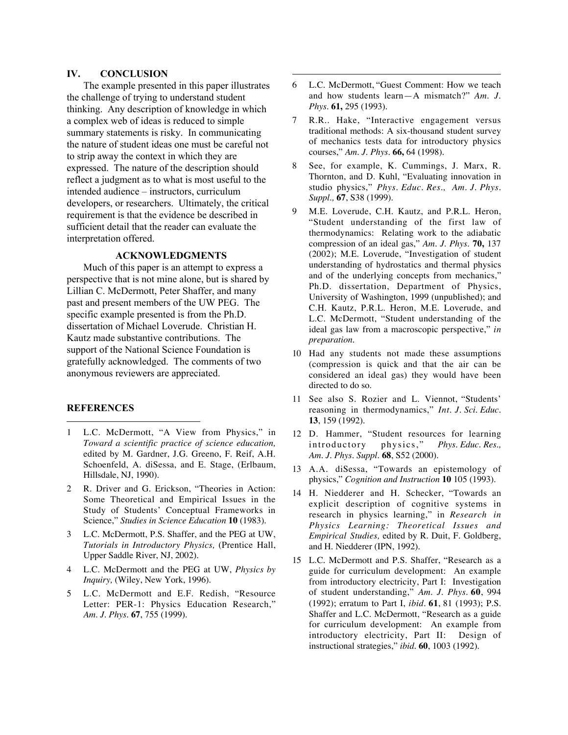## IV. CONCLUSION

The example presented in this paper illustrates the challenge of trying to understand student thinking. Any description of knowledge in which a complex web of ideas is reduced to simple summary statements is risky. In communicating the nature of student ideas one must be careful not to strip away the context in which they are expressed. The nature of the description should reflect a judgment as to what is most useful to the intended audience – instructors, curriculum developers, or researchers. Ultimately, the critical requirement is that the evidence be described in sufficient detail that the reader can evaluate the interpretation offered.

### ACKNOWLEDGMENTS

Much of this paper is an attempt to express a perspective that is not mine alone, but is shared by Lillian C. McDermott, Peter Shaffer, and many past and present members of the UW PEG. The specific example presented is from the Ph.D. dissertation of Michael Loverude. Christian H. Kautz made substantive contributions. The support of the National Science Foundation is gratefully acknowledged. The comments of two anonymous reviewers are appreciated.

## REFERENCES

1. L.C. McDermott, "A View from Physics," in *Toward a scientific practice of science education,* edited by M. Gardner, J.G. Greeno, F. Reif, A.H. Schoenfeld, A. diSessa, and E. Stage, (Erlbaum, Hillsdale, NJ, 1990).
2. R. Driver and G. Erickson, "Theories in Action: Some Theoretical and Empirical Issues in the Study of Students' Conceptual Frameworks in Science," *Studies in Science Education* **10** (1983).
3. L.C. McDermott, P.S. Shaffer, and the PEG at UW, *Tutorials in Introductory Physics,* (Prentice Hall, Upper Saddle River, NJ, 2002).
4. L.C. McDermott and the PEG at UW, *Physics by Inquiry,* (Wiley, New York, 1996).
5. L.C. McDermott and E.F. Redish, "Resource Letter: PER-1: Physics Education Research," *Am. J. Phys.* **67**, 755 (1999).
6. L.C. McDermott, "Guest Comment: How we teach and how students learn—A mismatch?" *Am. J. Phys.* **61,** 295 (1993).
7. R.R.. Hake, "Interactive engagement versus traditional methods: A six-thousand student survey of mechanics tests data for introductory physics courses," *Am. J. Phys.* **66,** 64 (1998).
8. See, for example, K. Cummings, J. Marx, R. Thornton, and D. Kuhl, "Evaluating innovation in studio physics," *Phys. Educ. Res., Am. J. Phys. Suppl.,* **67**, S38 (1999).
9. M.E. Loverude, C.H. Kautz, and P.R.L. Heron, "Student understanding of the first law of thermodynamics: Relating work to the adiabatic compression of an ideal gas," *Am. J. Phys.* **70,** 137 (2002); M.E. Loverude, "Investigation of student understanding of hydrostatics and thermal physics and of the underlying concepts from mechanics," Ph.D. dissertation, Department of Physics, University of Washington, 1999 (unpublished); and C.H. Kautz, P.R.L. Heron, M.E. Loverude, and L.C. McDermott, "Student understanding of the ideal gas law from a macroscopic perspective," *in preparation.*
10. Had any students not made these assumptions (compression is quick and that the air can be considered an ideal gas) they would have been directed to do so.
11. See also S. Rozier and L. Viennot, "Students' reasoning in thermodynamics," *Int. J. Sci. Educ.* **13**, 159 (1992).
12. D. Hammer, "Student resources for learning introductory physics," *Phys. Educ. Res., Am. J. Phys. Suppl.* **68**, S52 (2000).
13. A.A. diSessa, "Towards an epistemology of physics," *Cognition and Instruction* **10** 105 (1993).
14. H. Niedderer and H. Schecker, "Towards an explicit description of cognitive systems in research in physics learning," in *Research in Physics Learning: Theoretical Issues and Empirical Studies,* edited by R. Duit, F. Goldberg, and H. Niedderer (IPN, 1992).
15. L.C. McDermott and P.S. Shaffer, "Research as a guide for curriculum development: An example from introductory electricity, Part I: Investigation of student understanding," *Am. J. Phys.* **60**, 994 (1992); erratum to Part I, *ibid.* **61**, 81 (1993); P.S. Shaffer and L.C. McDermott, "Research as a guide for curriculum development: An example from introductory electricity, Part II: Design of instructional strategies," *ibid.* **60**, 1003 (1992).